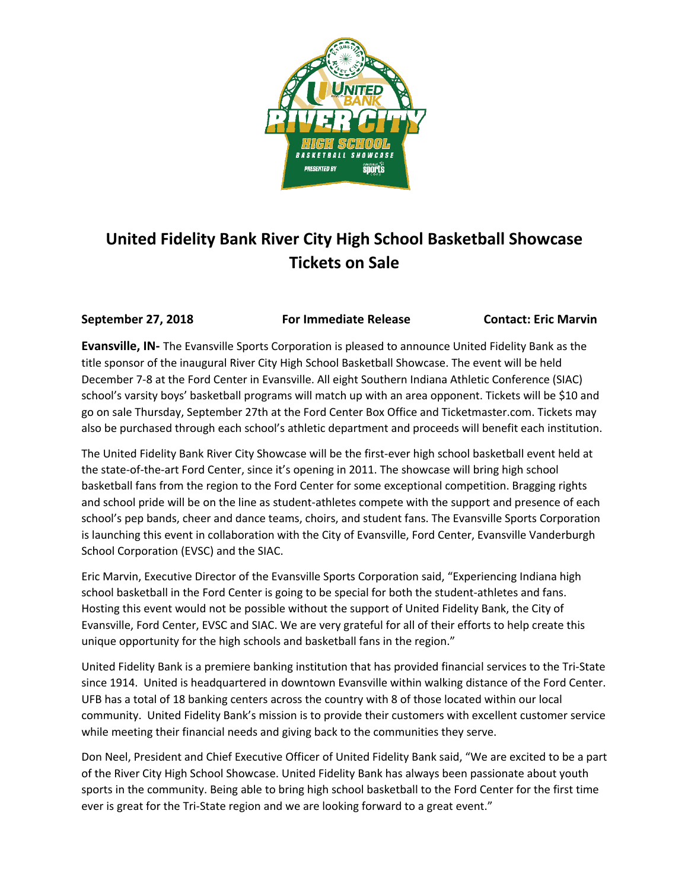# United Fidelity Bank River City High School Basketball Showcase Tickets on Sale

**September 27, 2018** **For Immediate Release** **Contact: Eric Marvin**

**Evansville, IN-** The Evansville Sports Corporation is pleased to announce United Fidelity Bank as the title sponsor of the inaugural River City High School Basketball Showcase. The event will be held December 7-8 at the Ford Center in Evansville. All eight Southern Indiana Athletic Conference (SIAC) school's varsity boys' basketball programs will match up with an area opponent. Tickets will be $10 and go on sale Thursday, September 27th at the Ford Center Box Office and Ticketmaster.com. Tickets may also be purchased through each school's athletic department and proceeds will benefit each institution.

The United Fidelity Bank River City Showcase will be the first-ever high school basketball event held at the state-of-the-art Ford Center, since it's opening in 2011. The showcase will bring high school basketball fans from the region to the Ford Center for some exceptional competition. Bragging rights and school pride will be on the line as student-athletes compete with the support and presence of each school's pep bands, cheer and dance teams, choirs, and student fans. The Evansville Sports Corporation is launching this event in collaboration with the City of Evansville, Ford Center, Evansville Vanderburgh School Corporation (EVSC) and the SIAC.

Eric Marvin, Executive Director of the Evansville Sports Corporation said, "Experiencing Indiana high school basketball in the Ford Center is going to be special for both the student-athletes and fans. Hosting this event would not be possible without the support of United Fidelity Bank, the City of Evansville, Ford Center, EVSC and SIAC. We are very grateful for all of their efforts to help create this unique opportunity for the high schools and basketball fans in the region."

United Fidelity Bank is a premiere banking institution that has provided financial services to the Tri-State since 1914. United is headquartered in downtown Evansville within walking distance of the Ford Center. UFB has a total of 18 banking centers across the country with 8 of those located within our local community. United Fidelity Bank's mission is to provide their customers with excellent customer service while meeting their financial needs and giving back to the communities they serve.

Don Neel, President and Chief Executive Officer of United Fidelity Bank said, "We are excited to be a part of the River City High School Showcase. United Fidelity Bank has always been passionate about youth sports in the community. Being able to bring high school basketball to the Ford Center for the first time ever is great for the Tri-State region and we are looking forward to a great event."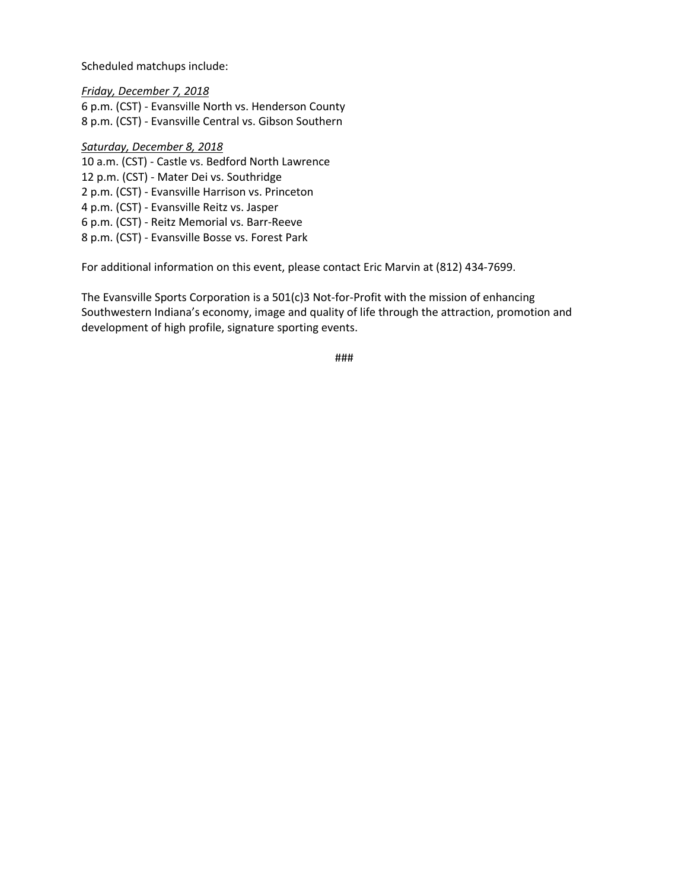Scheduled matchups include:

*Friday, December 7, 2018*
6 p.m. (CST) - Evansville North vs. Henderson County
8 p.m. (CST) - Evansville Central vs. Gibson Southern

*Saturday, December 8, 2018*
10 a.m. (CST) - Castle vs. Bedford North Lawrence
12 p.m. (CST) - Mater Dei vs. Southridge
2 p.m. (CST) - Evansville Harrison vs. Princeton
4 p.m. (CST) - Evansville Reitz vs. Jasper
6 p.m. (CST) - Reitz Memorial vs. Barr-Reeve
8 p.m. (CST) - Evansville Bosse vs. Forest Park

For additional information on this event, please contact Eric Marvin at (812) 434-7699.

The Evansville Sports Corporation is a 501(c)3 Not-for-Profit with the mission of enhancing Southwestern Indiana's economy, image and quality of life through the attraction, promotion and development of high profile, signature sporting events.

###